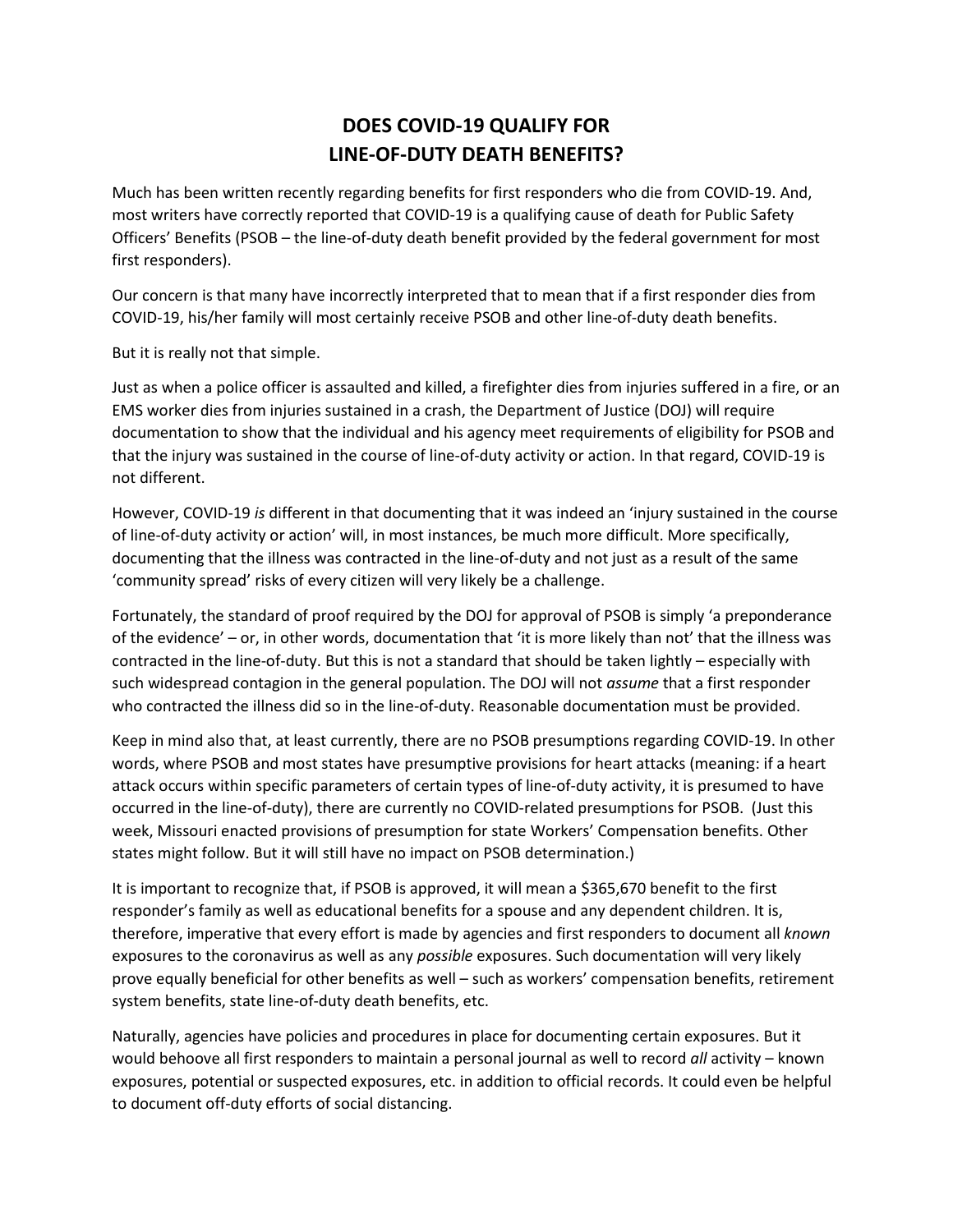# DOES COVID-19 QUALIFY FOR LINE-OF-DUTY DEATH BENEFITS?

Much has been written recently regarding benefits for first responders who die from COVID-19. And, most writers have correctly reported that COVID-19 is a qualifying cause of death for Public Safety Officers' Benefits (PSOB – the line-of-duty death benefit provided by the federal government for most first responders).

Our concern is that many have incorrectly interpreted that to mean that if a first responder dies from COVID-19, his/her family will most certainly receive PSOB and other line-of-duty death benefits.

But it is really not that simple.

Just as when a police officer is assaulted and killed, a firefighter dies from injuries suffered in a fire, or an EMS worker dies from injuries sustained in a crash, the Department of Justice (DOJ) will require documentation to show that the individual and his agency meet requirements of eligibility for PSOB and that the injury was sustained in the course of line-of-duty activity or action. In that regard, COVID-19 is not different.

However, COVID-19 *is* different in that documenting that it was indeed an 'injury sustained in the course of line-of-duty activity or action' will, in most instances, be much more difficult. More specifically, documenting that the illness was contracted in the line-of-duty and not just as a result of the same 'community spread' risks of every citizen will very likely be a challenge.

Fortunately, the standard of proof required by the DOJ for approval of PSOB is simply 'a preponderance of the evidence' – or, in other words, documentation that 'it is more likely than not' that the illness was contracted in the line-of-duty. But this is not a standard that should be taken lightly – especially with such widespread contagion in the general population. The DOJ will not *assume* that a first responder who contracted the illness did so in the line-of-duty. Reasonable documentation must be provided.

Keep in mind also that, at least currently, there are no PSOB presumptions regarding COVID-19. In other words, where PSOB and most states have presumptive provisions for heart attacks (meaning: if a heart attack occurs within specific parameters of certain types of line-of-duty activity, it is presumed to have occurred in the line-of-duty), there are currently no COVID-related presumptions for PSOB. (Just this week, Missouri enacted provisions of presumption for state Workers' Compensation benefits. Other states might follow. But it will still have no impact on PSOB determination.)

It is important to recognize that, if PSOB is approved, it will mean a $365,670 benefit to the first responder's family as well as educational benefits for a spouse and any dependent children. It is, therefore, imperative that every effort is made by agencies and first responders to document all *known* exposures to the coronavirus as well as any *possible* exposures. Such documentation will very likely prove equally beneficial for other benefits as well – such as workers' compensation benefits, retirement system benefits, state line-of-duty death benefits, etc.

Naturally, agencies have policies and procedures in place for documenting certain exposures. But it would behoove all first responders to maintain a personal journal as well to record *all* activity – known exposures, potential or suspected exposures, etc. in addition to official records. It could even be helpful to document off-duty efforts of social distancing.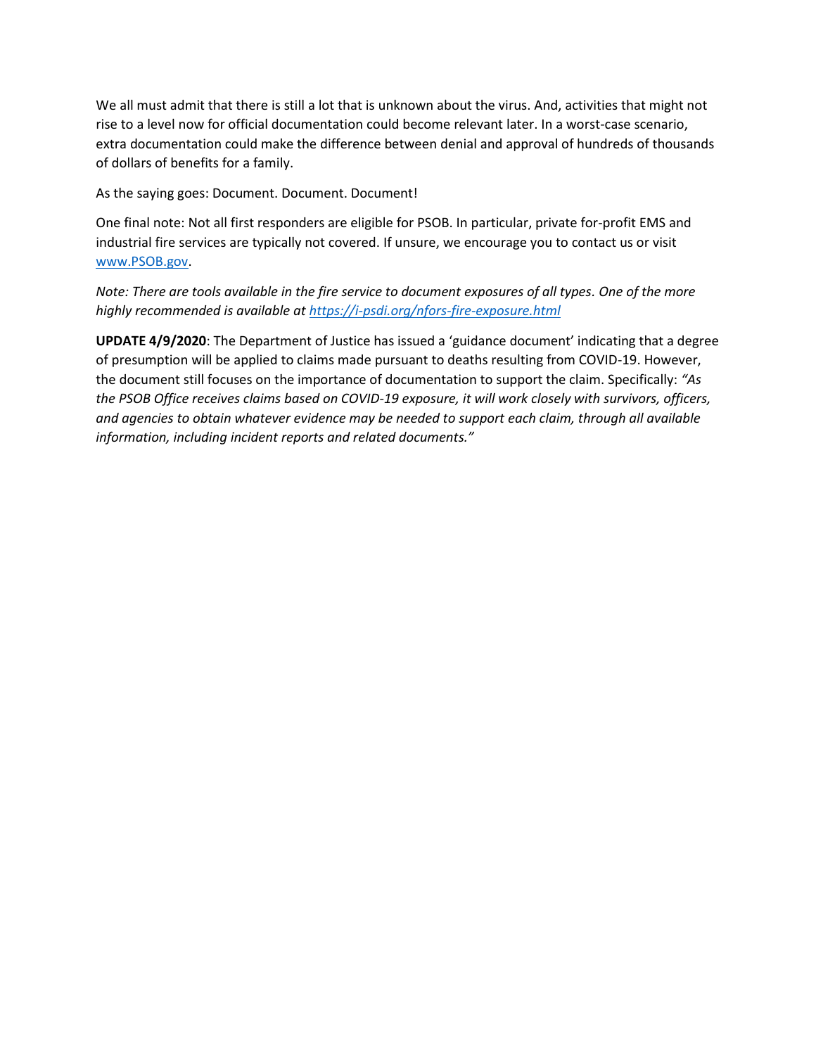We all must admit that there is still a lot that is unknown about the virus. And, activities that might not rise to a level now for official documentation could become relevant later. In a worst-case scenario, extra documentation could make the difference between denial and approval of hundreds of thousands of dollars of benefits for a family.

As the saying goes: Document. Document. Document!

One final note: Not all first responders are eligible for PSOB. In particular, private for-profit EMS and industrial fire services are typically not covered. If unsure, we encourage you to contact us or visit [www.PSOB.gov](http://www.PSOB.gov).

*Note: There are tools available in the fire service to document exposures of all types. One of the more highly recommended is available at [https://i-psdi.org/nfors-fire-exposure.html](https://i-psdi.org/nfors-fire-exposure.html)*

**UPDATE 4/9/2020**: The Department of Justice has issued a 'guidance document' indicating that a degree of presumption will be applied to claims made pursuant to deaths resulting from COVID-19. However, the document still focuses on the importance of documentation to support the claim. Specifically: *"As the PSOB Office receives claims based on COVID-19 exposure, it will work closely with survivors, officers, and agencies to obtain whatever evidence may be needed to support each claim, through all available information, including incident reports and related documents."*